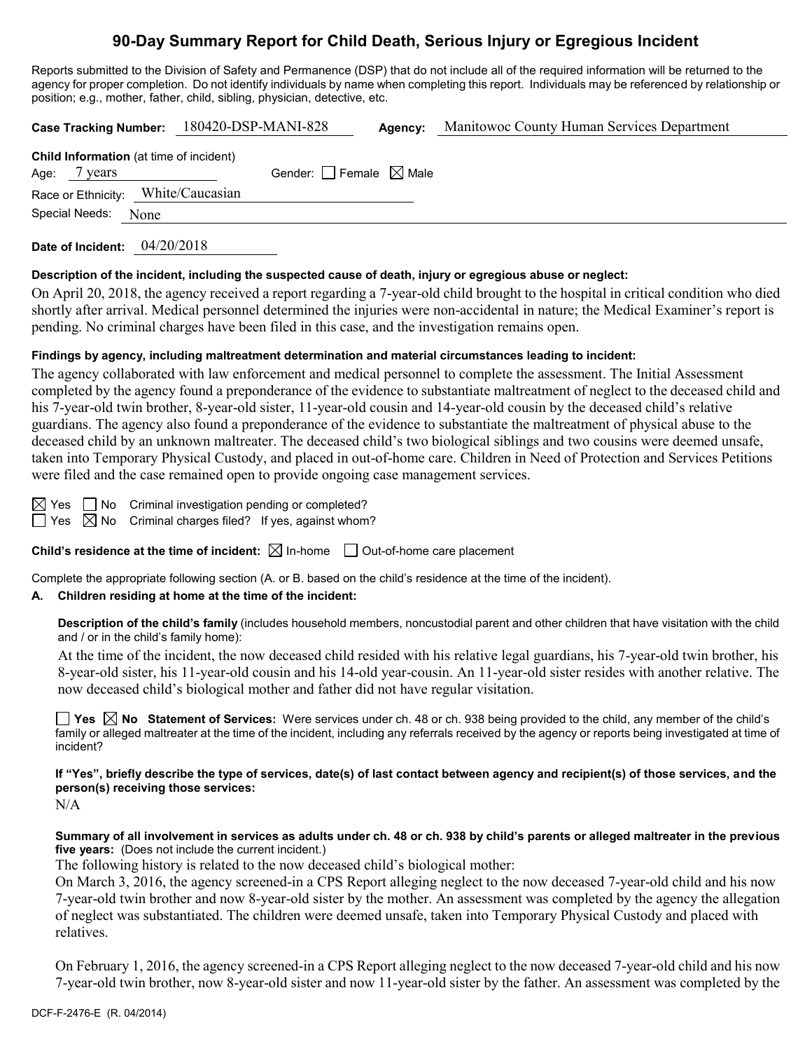# 90-Day Summary Report for Child Death, Serious Injury or Egregious Incident

Reports submitted to the Division of Safety and Permanence (DSP) that do not include all of the required information will be returned to the agency for proper completion. Do not identify individuals by name when completing this report. Individuals may be referenced by relationship or position; e.g., mother, father, child, sibling, physician, detective, etc.

**Case Tracking Number:** 180420-DSP-MANI-828 **Agency:** Manitowoc County Human Services Department

**Child Information** (at time of incident)
Age: 7 years Gender: ☐ Female ☒ Male
Race or Ethnicity: White/Caucasian
Special Needs: None

**Date of Incident:** 04/20/2018

**Description of the incident, including the suspected cause of death, injury or egregious abuse or neglect:**

On April 20, 2018, the agency received a report regarding a 7-year-old child brought to the hospital in critical condition who died shortly after arrival. Medical personnel determined the injuries were non-accidental in nature; the Medical Examiner's report is pending. No criminal charges have been filed in this case, and the investigation remains open.

**Findings by agency, including maltreatment determination and material circumstances leading to incident:**

The agency collaborated with law enforcement and medical personnel to complete the assessment. The Initial Assessment completed by the agency found a preponderance of the evidence to substantiate maltreatment of neglect to the deceased child and his 7-year-old twin brother, 8-year-old sister, 11-year-old cousin and 14-year-old cousin by the deceased child's relative guardians. The agency also found a preponderance of the evidence to substantiate the maltreatment of physical abuse to the deceased child by an unknown maltreater. The deceased child's two biological siblings and two cousins were deemed unsafe, taken into Temporary Physical Custody, and placed in out-of-home care. Children in Need of Protection and Services Petitions were filed and the case remained open to provide ongoing case management services.

☒ Yes ☐ No Criminal investigation pending or completed?
☐ Yes ☒ No Criminal charges filed? If yes, against whom?

**Child's residence at the time of incident:** ☒ In-home ☐ Out-of-home care placement

Complete the appropriate following section (A. or B. based on the child's residence at the time of the incident).

**A. Children residing at home at the time of the incident:**

**Description of the child's family** (includes household members, noncustodial parent and other children that have visitation with the child and / or in the child's family home):

At the time of the incident, the now deceased child resided with his relative legal guardians, his 7-year-old twin brother, his 8-year-old sister, his 11-year-old cousin and his 14-old year-cousin. An 11-year-old sister resides with another relative. The now deceased child's biological mother and father did not have regular visitation.

☐ **Yes** ☒ **No** **Statement of Services:** Were services under ch. 48 or ch. 938 being provided to the child, any member of the child's family or alleged maltreater at the time of the incident, including any referrals received by the agency or reports being investigated at time of incident?

**If "Yes", briefly describe the type of services, date(s) of last contact between agency and recipient(s) of those services, and the person(s) receiving those services:**

N/A

**Summary of all involvement in services as adults under ch. 48 or ch. 938 by child's parents or alleged maltreater in the previous five years:** (Does not include the current incident.)

The following history is related to the now deceased child's biological mother:

On March 3, 2016, the agency screened-in a CPS Report alleging neglect to the now deceased 7-year-old child and his now 7-year-old twin brother and now 8-year-old sister by the mother. An assessment was completed by the agency the allegation of neglect was substantiated. The children were deemed unsafe, taken into Temporary Physical Custody and placed with relatives.

On February 1, 2016, the agency screened-in a CPS Report alleging neglect to the now deceased 7-year-old child and his now 7-year-old twin brother, now 8-year-old sister and now 11-year-old sister by the father. An assessment was completed by the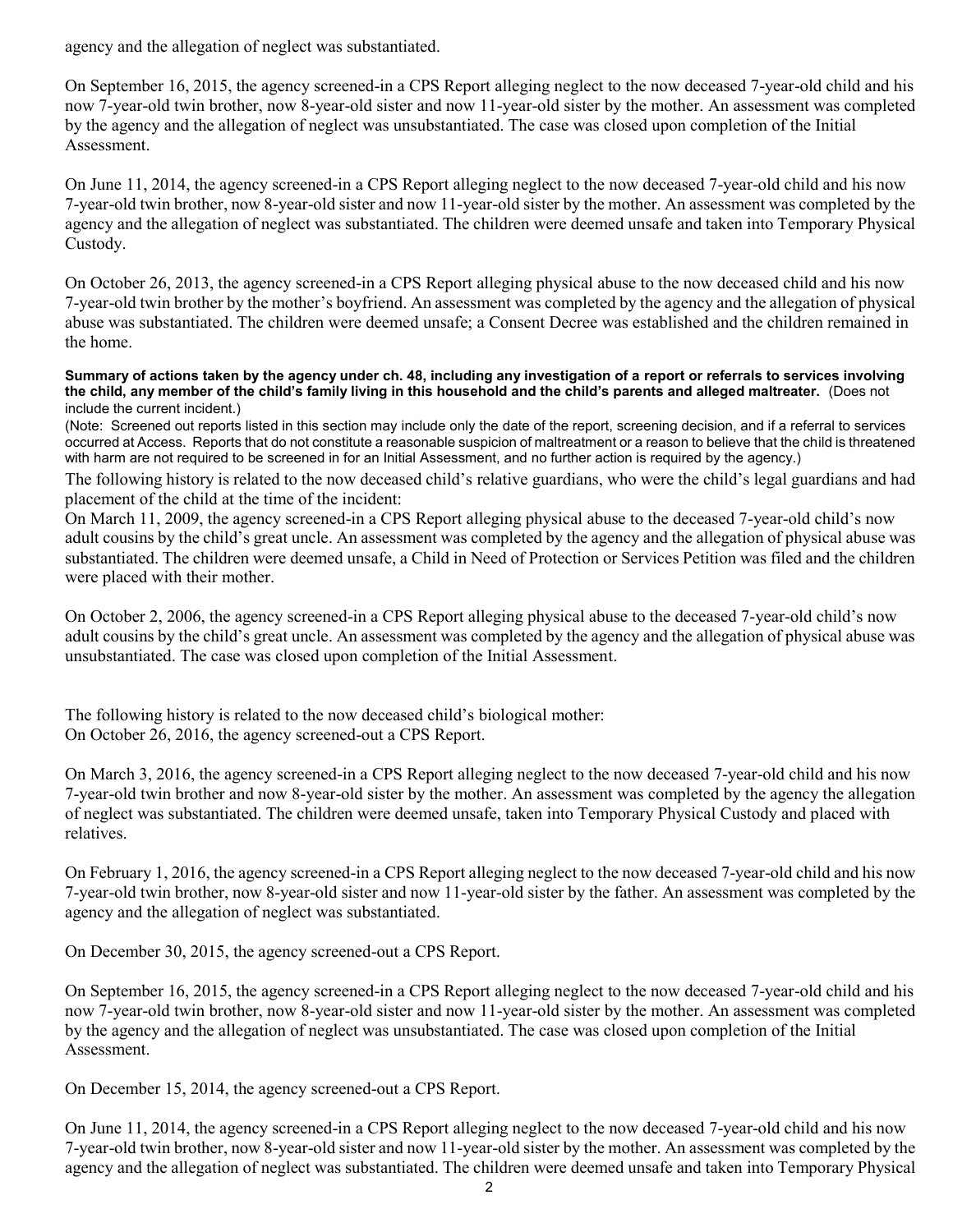agency and the allegation of neglect was substantiated.

On September 16, 2015, the agency screened-in a CPS Report alleging neglect to the now deceased 7-year-old child and his now 7-year-old twin brother, now 8-year-old sister and now 11-year-old sister by the mother. An assessment was completed by the agency and the allegation of neglect was unsubstantiated. The case was closed upon completion of the Initial Assessment.

On June 11, 2014, the agency screened-in a CPS Report alleging neglect to the now deceased 7-year-old child and his now 7-year-old twin brother, now 8-year-old sister and now 11-year-old sister by the mother. An assessment was completed by the agency and the allegation of neglect was substantiated. The children were deemed unsafe and taken into Temporary Physical Custody.

On October 26, 2013, the agency screened-in a CPS Report alleging physical abuse to the now deceased child and his now 7-year-old twin brother by the mother's boyfriend. An assessment was completed by the agency and the allegation of physical abuse was substantiated. The children were deemed unsafe; a Consent Decree was established and the children remained in the home.

**Summary of actions taken by the agency under ch. 48, including any investigation of a report or referrals to services involving the child, any member of the child's family living in this household and the child's parents and alleged maltreater.** (Does not include the current incident.)

(Note: Screened out reports listed in this section may include only the date of the report, screening decision, and if a referral to services occurred at Access. Reports that do not constitute a reasonable suspicion of maltreatment or a reason to believe that the child is threatened with harm are not required to be screened in for an Initial Assessment, and no further action is required by the agency.)

The following history is related to the now deceased child's relative guardians, who were the child's legal guardians and had placement of the child at the time of the incident:

On March 11, 2009, the agency screened-in a CPS Report alleging physical abuse to the deceased 7-year-old child's now adult cousins by the child's great uncle. An assessment was completed by the agency and the allegation of physical abuse was substantiated. The children were deemed unsafe, a Child in Need of Protection or Services Petition was filed and the children were placed with their mother.

On October 2, 2006, the agency screened-in a CPS Report alleging physical abuse to the deceased 7-year-old child's now adult cousins by the child's great uncle. An assessment was completed by the agency and the allegation of physical abuse was unsubstantiated. The case was closed upon completion of the Initial Assessment.

The following history is related to the now deceased child's biological mother:

On October 26, 2016, the agency screened-out a CPS Report.

On March 3, 2016, the agency screened-in a CPS Report alleging neglect to the now deceased 7-year-old child and his now 7-year-old twin brother and now 8-year-old sister by the mother. An assessment was completed by the agency the allegation of neglect was substantiated. The children were deemed unsafe, taken into Temporary Physical Custody and placed with relatives.

On February 1, 2016, the agency screened-in a CPS Report alleging neglect to the now deceased 7-year-old child and his now 7-year-old twin brother, now 8-year-old sister and now 11-year-old sister by the father. An assessment was completed by the agency and the allegation of neglect was substantiated.

On December 30, 2015, the agency screened-out a CPS Report.

On September 16, 2015, the agency screened-in a CPS Report alleging neglect to the now deceased 7-year-old child and his now 7-year-old twin brother, now 8-year-old sister and now 11-year-old sister by the mother. An assessment was completed by the agency and the allegation of neglect was unsubstantiated. The case was closed upon completion of the Initial Assessment.

On December 15, 2014, the agency screened-out a CPS Report.

On June 11, 2014, the agency screened-in a CPS Report alleging neglect to the now deceased 7-year-old child and his now 7-year-old twin brother, now 8-year-old sister and now 11-year-old sister by the mother. An assessment was completed by the agency and the allegation of neglect was substantiated. The children were deemed unsafe and taken into Temporary Physical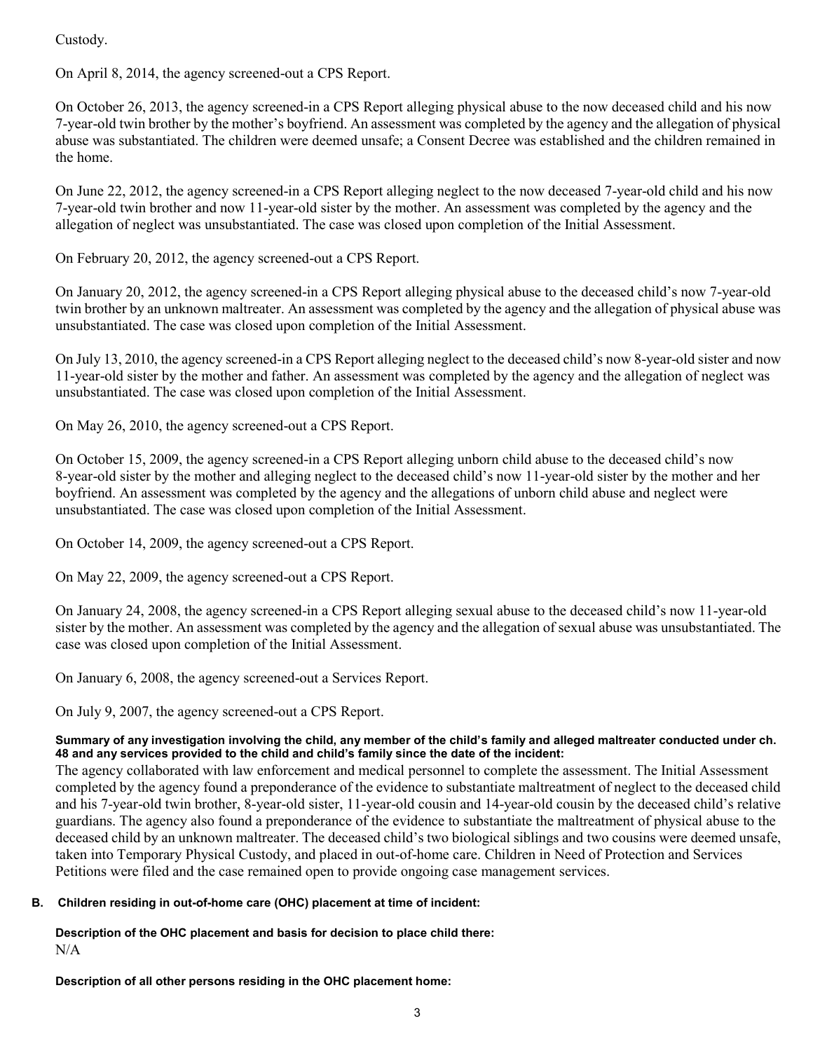Custody.

On April 8, 2014, the agency screened-out a CPS Report.

On October 26, 2013, the agency screened-in a CPS Report alleging physical abuse to the now deceased child and his now 7-year-old twin brother by the mother's boyfriend. An assessment was completed by the agency and the allegation of physical abuse was substantiated. The children were deemed unsafe; a Consent Decree was established and the children remained in the home.

On June 22, 2012, the agency screened-in a CPS Report alleging neglect to the now deceased 7-year-old child and his now 7-year-old twin brother and now 11-year-old sister by the mother. An assessment was completed by the agency and the allegation of neglect was unsubstantiated. The case was closed upon completion of the Initial Assessment.

On February 20, 2012, the agency screened-out a CPS Report.

On January 20, 2012, the agency screened-in a CPS Report alleging physical abuse to the deceased child's now 7-year-old twin brother by an unknown maltreater. An assessment was completed by the agency and the allegation of physical abuse was unsubstantiated. The case was closed upon completion of the Initial Assessment.

On July 13, 2010, the agency screened-in a CPS Report alleging neglect to the deceased child's now 8-year-old sister and now 11-year-old sister by the mother and father. An assessment was completed by the agency and the allegation of neglect was unsubstantiated. The case was closed upon completion of the Initial Assessment.

On May 26, 2010, the agency screened-out a CPS Report.

On October 15, 2009, the agency screened-in a CPS Report alleging unborn child abuse to the deceased child's now 8-year-old sister by the mother and alleging neglect to the deceased child's now 11-year-old sister by the mother and her boyfriend. An assessment was completed by the agency and the allegations of unborn child abuse and neglect were unsubstantiated. The case was closed upon completion of the Initial Assessment.

On October 14, 2009, the agency screened-out a CPS Report.

On May 22, 2009, the agency screened-out a CPS Report.

On January 24, 2008, the agency screened-in a CPS Report alleging sexual abuse to the deceased child's now 11-year-old sister by the mother. An assessment was completed by the agency and the allegation of sexual abuse was unsubstantiated. The case was closed upon completion of the Initial Assessment.

On January 6, 2008, the agency screened-out a Services Report.

On July 9, 2007, the agency screened-out a CPS Report.

**Summary of any investigation involving the child, any member of the child's family and alleged maltreater conducted under ch. 48 and any services provided to the child and child's family since the date of the incident:**

The agency collaborated with law enforcement and medical personnel to complete the assessment. The Initial Assessment completed by the agency found a preponderance of the evidence to substantiate maltreatment of neglect to the deceased child and his 7-year-old twin brother, 8-year-old sister, 11-year-old cousin and 14-year-old cousin by the deceased child's relative guardians. The agency also found a preponderance of the evidence to substantiate the maltreatment of physical abuse to the deceased child by an unknown maltreater. The deceased child's two biological siblings and two cousins were deemed unsafe, taken into Temporary Physical Custody, and placed in out-of-home care. Children in Need of Protection and Services Petitions were filed and the case remained open to provide ongoing case management services.

**B. Children residing in out-of-home care (OHC) placement at time of incident:**

**Description of the OHC placement and basis for decision to place child there:**

N/A

**Description of all other persons residing in the OHC placement home:**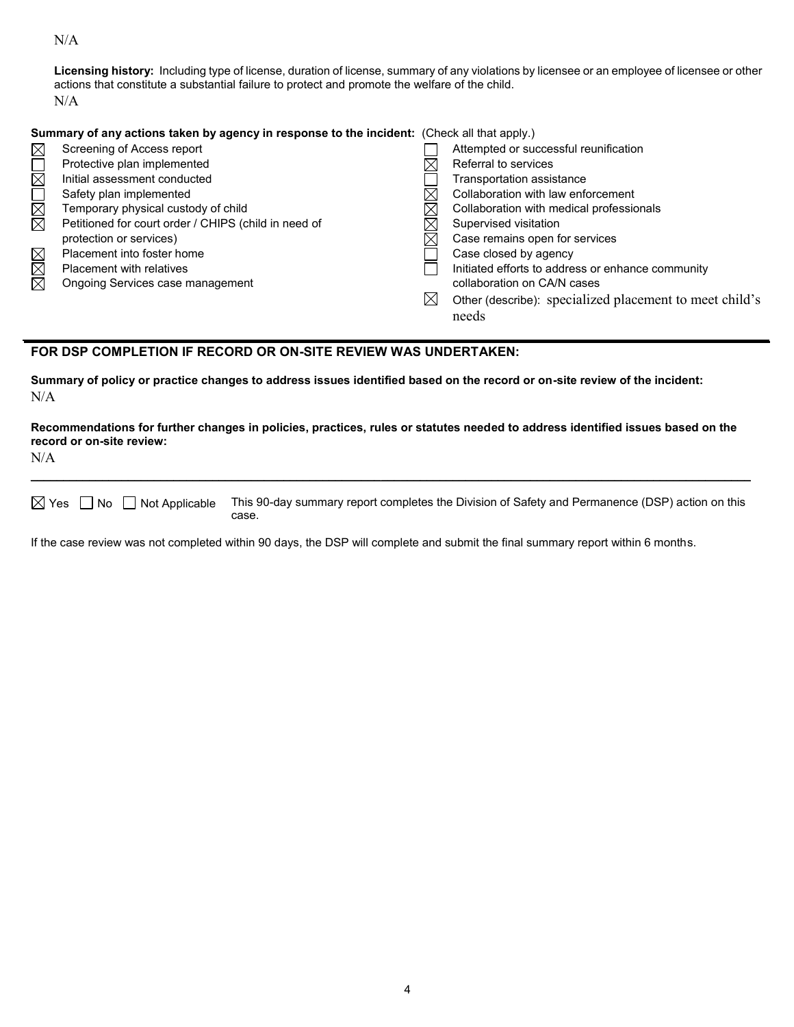N/A

**Licensing history:** Including type of license, duration of license, summary of any violations by licensee or an employee of licensee or other actions that constitute a substantial failure to protect and promote the welfare of the child.
N/A

**Summary of any actions taken by agency in response to the incident:** (Check all that apply.)

- ☒ Screening of Access report
- ☐ Protective plan implemented
- ☒ Initial assessment conducted
- ☐ Safety plan implemented
- ☒ Temporary physical custody of child
- ☒ Petitioned for court order / CHIPS (child in need of protection or services)
- ☒ Placement into foster home
- ☒ Placement with relatives
- ☒ Ongoing Services case management
- ☐ Attempted or successful reunification
- ☒ Referral to services
- ☐ Transportation assistance
- ☒ Collaboration with law enforcement
- ☒ Collaboration with medical professionals
- ☒ Supervised visitation
- ☒ Case remains open for services
- ☐ Case closed by agency
- ☐ Initiated efforts to address or enhance community collaboration on CA/N cases
- ☒ Other (describe): specialized placement to meet child's needs

## FOR DSP COMPLETION IF RECORD OR ON-SITE REVIEW WAS UNDERTAKEN:

**Summary of policy or practice changes to address issues identified based on the record or on-site review of the incident:**
N/A

**Recommendations for further changes in policies, practices, rules or statutes needed to address identified issues based on the record or on-site review:**
N/A

---

☒ Yes ☐ No ☐ Not Applicable This 90-day summary report completes the Division of Safety and Permanence (DSP) action on this case.

If the case review was not completed within 90 days, the DSP will complete and submit the final summary report within 6 months.